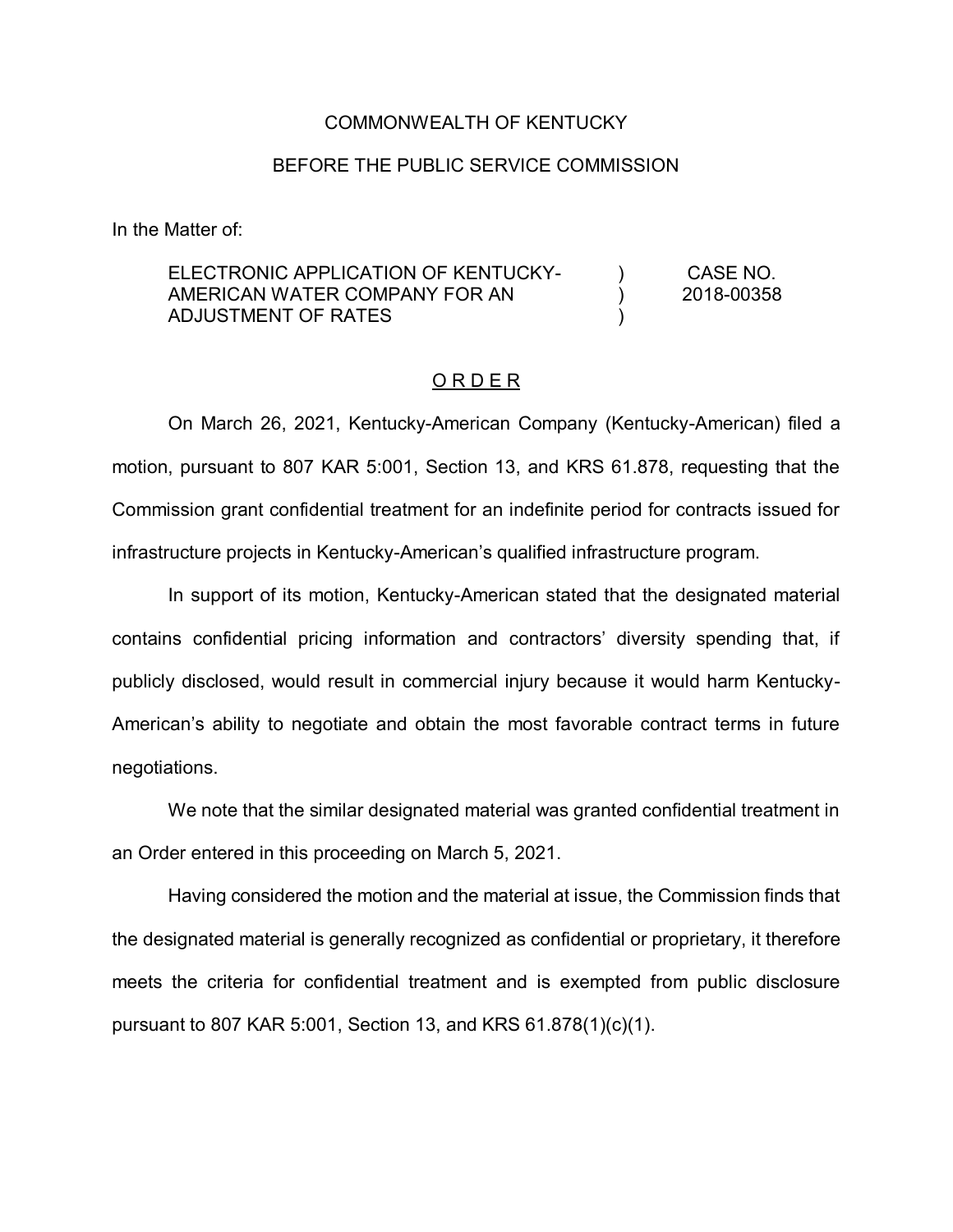COMMONWEALTH OF KENTUCKY

BEFORE THE PUBLIC SERVICE COMMISSION

In the Matter of:

| | | |
|---|---|---|
| ELECTRONIC APPLICATION OF KENTUCKY-AMERICAN WATER COMPANY FOR AN ADJUSTMENT OF RATES | ) ) ) | CASE NO. 2018-00358 |

<u>O R D E R</u>

On March 26, 2021, Kentucky-American Company (Kentucky-American) filed a motion, pursuant to 807 KAR 5:001, Section 13, and KRS 61.878, requesting that the Commission grant confidential treatment for an indefinite period for contracts issued for infrastructure projects in Kentucky-American's qualified infrastructure program.

In support of its motion, Kentucky-American stated that the designated material contains confidential pricing information and contractors' diversity spending that, if publicly disclosed, would result in commercial injury because it would harm Kentucky-American's ability to negotiate and obtain the most favorable contract terms in future negotiations.

We note that the similar designated material was granted confidential treatment in an Order entered in this proceeding on March 5, 2021.

Having considered the motion and the material at issue, the Commission finds that the designated material is generally recognized as confidential or proprietary, it therefore meets the criteria for confidential treatment and is exempted from public disclosure pursuant to 807 KAR 5:001, Section 13, and KRS 61.878(1)(c)(1).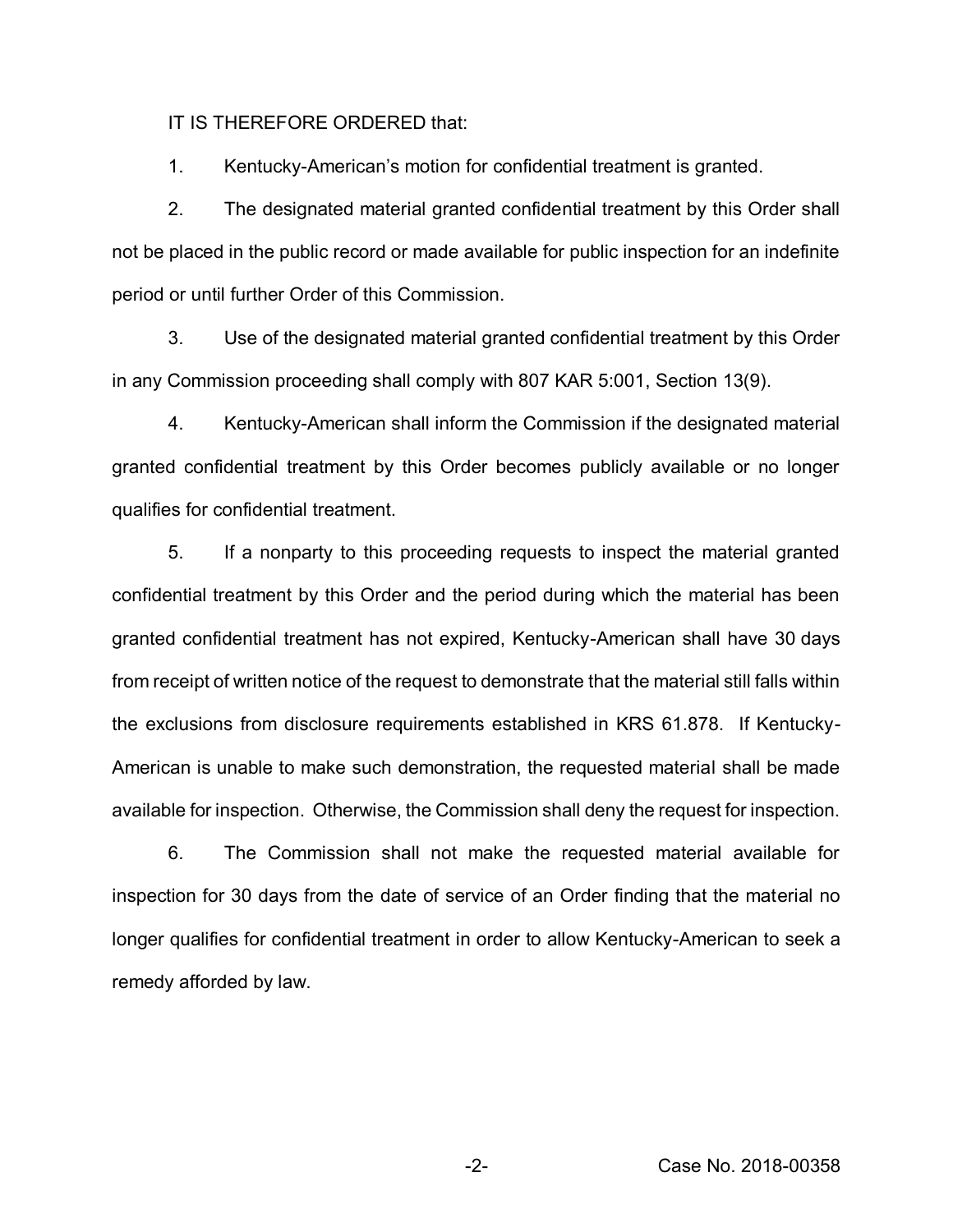IT IS THEREFORE ORDERED that:

1. Kentucky-American's motion for confidential treatment is granted.

2. The designated material granted confidential treatment by this Order shall not be placed in the public record or made available for public inspection for an indefinite period or until further Order of this Commission.

3. Use of the designated material granted confidential treatment by this Order in any Commission proceeding shall comply with 807 KAR 5:001, Section 13(9).

4. Kentucky-American shall inform the Commission if the designated material granted confidential treatment by this Order becomes publicly available or no longer qualifies for confidential treatment.

5. If a nonparty to this proceeding requests to inspect the material granted confidential treatment by this Order and the period during which the material has been granted confidential treatment has not expired, Kentucky-American shall have 30 days from receipt of written notice of the request to demonstrate that the material still falls within the exclusions from disclosure requirements established in KRS 61.878. If Kentucky-American is unable to make such demonstration, the requested material shall be made available for inspection. Otherwise, the Commission shall deny the request for inspection.

6. The Commission shall not make the requested material available for inspection for 30 days from the date of service of an Order finding that the material no longer qualifies for confidential treatment in order to allow Kentucky-American to seek a remedy afforded by law.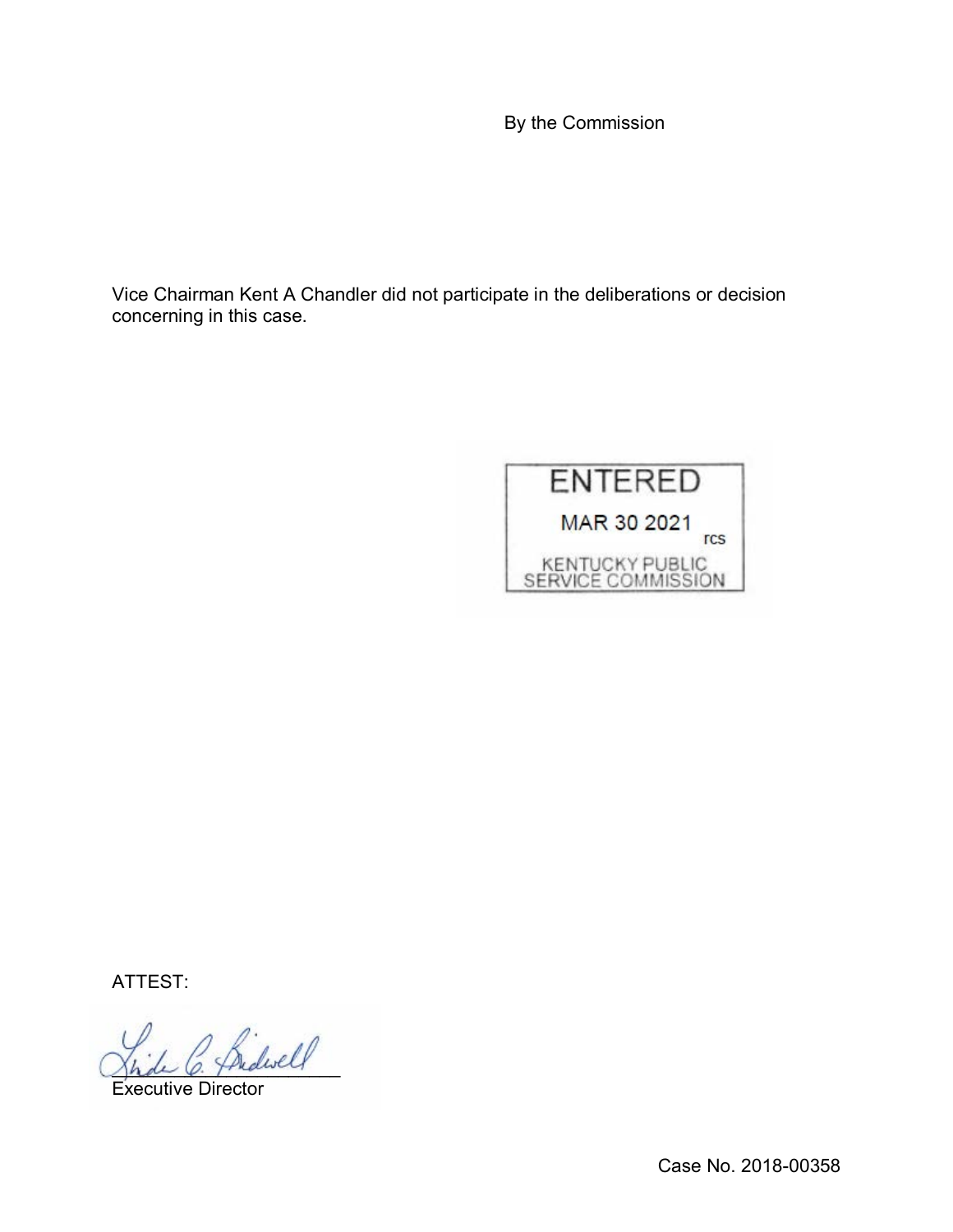By the Commission

Vice Chairman Kent A Chandler did not participate in the deliberations or decision concerning in this case.

ENTERED

MAR 30 2021

rcs

KENTUCKY PUBLIC SERVICE COMMISSION

ATTEST:

Executive Director

Case No. 2018-00358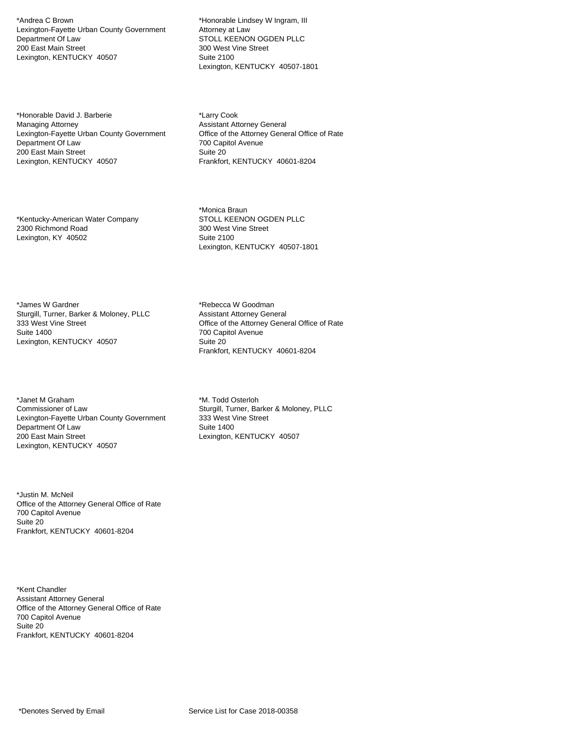*Andrea C Brown
Lexington-Fayette Urban County Government
Department Of Law
200 East Main Street
Lexington, KENTUCKY  40507

*Honorable Lindsey W Ingram, III
Attorney at Law
STOLL KEENON OGDEN PLLC
300 West Vine Street
Suite 2100
Lexington, KENTUCKY  40507-1801

*Honorable David J. Barberie
Managing Attorney
Lexington-Fayette Urban County Government
Department Of Law
200 East Main Street
Lexington, KENTUCKY  40507

*Larry Cook
Assistant Attorney General
Office of the Attorney General Office of Rate
700 Capitol Avenue
Suite 20
Frankfort, KENTUCKY  40601-8204

*Kentucky-American Water Company
2300 Richmond Road
Lexington, KY  40502

*Monica Braun
STOLL KEENON OGDEN PLLC
300 West Vine Street
Suite 2100
Lexington, KENTUCKY  40507-1801

*James W Gardner
Sturgill, Turner, Barker & Moloney, PLLC
333 West Vine Street
Suite 1400
Lexington, KENTUCKY  40507

*Rebecca W Goodman
Assistant Attorney General
Office of the Attorney General Office of Rate
700 Capitol Avenue
Suite 20
Frankfort, KENTUCKY  40601-8204

*Janet M Graham
Commissioner of Law
Lexington-Fayette Urban County Government
Department Of Law
200 East Main Street
Lexington, KENTUCKY  40507

*M. Todd Osterloh
Sturgill, Turner, Barker & Moloney, PLLC
333 West Vine Street
Suite 1400
Lexington, KENTUCKY  40507

*Justin M. McNeil
Office of the Attorney General Office of Rate
700 Capitol Avenue
Suite 20
Frankfort, KENTUCKY  40601-8204

*Kent Chandler
Assistant Attorney General
Office of the Attorney General Office of Rate
700 Capitol Avenue
Suite 20
Frankfort, KENTUCKY  40601-8204

*Denotes Served by Email

Service List for Case 2018-00358